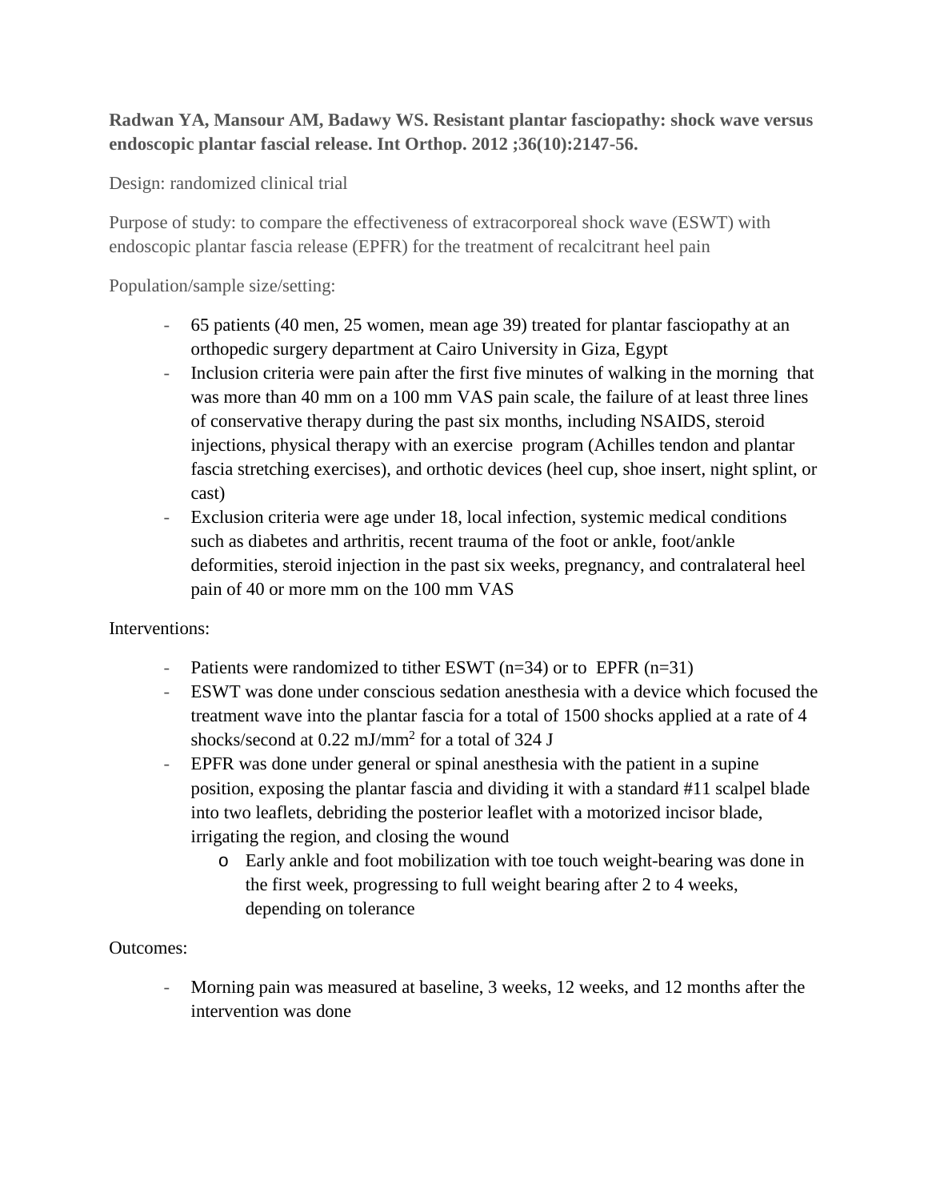**Radwan YA, Mansour AM, Badawy WS. Resistant plantar fasciopathy: shock wave versus endoscopic plantar fascial release. Int Orthop. 2012 ;36(10):2147-56.**

Design: randomized clinical trial

Purpose of study: to compare the effectiveness of extracorporeal shock wave (ESWT) with endoscopic plantar fascia release (EPFR) for the treatment of recalcitrant heel pain

Population/sample size/setting:

- 65 patients (40 men, 25 women, mean age 39) treated for plantar fasciopathy at an orthopedic surgery department at Cairo University in Giza, Egypt
- Inclusion criteria were pain after the first five minutes of walking in the morning that was more than 40 mm on a 100 mm VAS pain scale, the failure of at least three lines of conservative therapy during the past six months, including NSAIDS, steroid injections, physical therapy with an exercise program (Achilles tendon and plantar fascia stretching exercises), and orthotic devices (heel cup, shoe insert, night splint, or cast)
- Exclusion criteria were age under 18, local infection, systemic medical conditions such as diabetes and arthritis, recent trauma of the foot or ankle, foot/ankle deformities, steroid injection in the past six weeks, pregnancy, and contralateral heel pain of 40 or more mm on the 100 mm VAS

Interventions:

- Patients were randomized to tither ESWT (n=34) or to EPFR (n=31)
- ESWT was done under conscious sedation anesthesia with a device which focused the treatment wave into the plantar fascia for a total of 1500 shocks applied at a rate of 4 shocks/second at 0.22 $mJ/mm^2$ for a total of 324 J
- EPFR was done under general or spinal anesthesia with the patient in a supine position, exposing the plantar fascia and dividing it with a standard #11 scalpel blade into two leaflets, debriding the posterior leaflet with a motorized incisor blade, irrigating the region, and closing the wound
  - Early ankle and foot mobilization with toe touch weight-bearing was done in the first week, progressing to full weight bearing after 2 to 4 weeks, depending on tolerance

Outcomes:

- Morning pain was measured at baseline, 3 weeks, 12 weeks, and 12 months after the intervention was done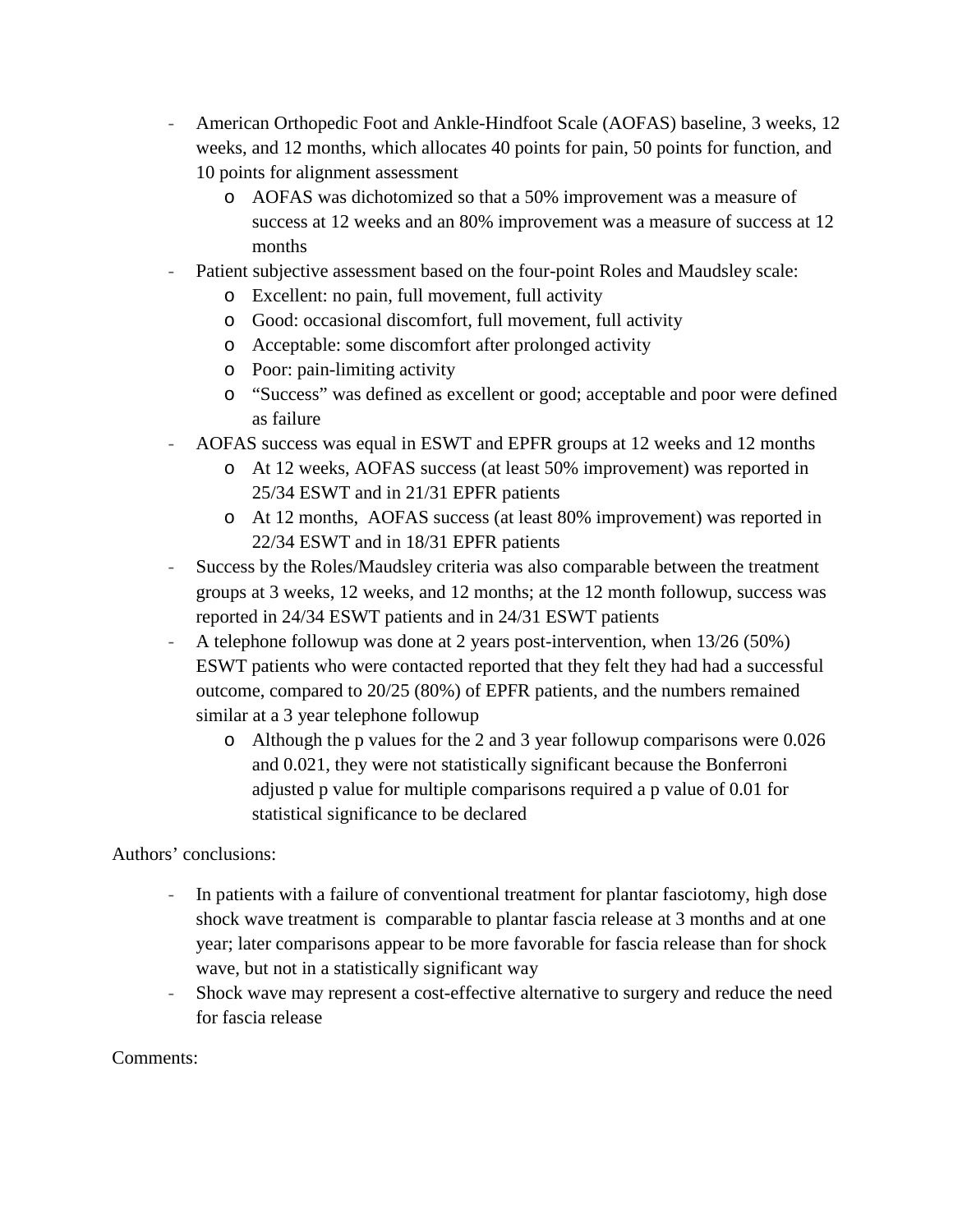- American Orthopedic Foot and Ankle-Hindfoot Scale (AOFAS) baseline, 3 weeks, 12 weeks, and 12 months, which allocates 40 points for pain, 50 points for function, and 10 points for alignment assessment
  - AOFAS was dichotomized so that a 50% improvement was a measure of success at 12 weeks and an 80% improvement was a measure of success at 12 months
- Patient subjective assessment based on the four-point Roles and Maudsley scale:
  - Excellent: no pain, full movement, full activity
  - Good: occasional discomfort, full movement, full activity
  - Acceptable: some discomfort after prolonged activity
  - Poor: pain-limiting activity
  - "Success" was defined as excellent or good; acceptable and poor were defined as failure
- AOFAS success was equal in ESWT and EPFR groups at 12 weeks and 12 months
  - At 12 weeks, AOFAS success (at least 50% improvement) was reported in 25/34 ESWT and in 21/31 EPFR patients
  - At 12 months, AOFAS success (at least 80% improvement) was reported in 22/34 ESWT and in 18/31 EPFR patients
- Success by the Roles/Maudsley criteria was also comparable between the treatment groups at 3 weeks, 12 weeks, and 12 months; at the 12 month followup, success was reported in 24/34 ESWT patients and in 24/31 ESWT patients
- A telephone followup was done at 2 years post-intervention, when 13/26 (50%) ESWT patients who were contacted reported that they felt they had had a successful outcome, compared to 20/25 (80%) of EPFR patients, and the numbers remained similar at a 3 year telephone followup
  - Although the p values for the 2 and 3 year followup comparisons were 0.026 and 0.021, they were not statistically significant because the Bonferroni adjusted p value for multiple comparisons required a p value of 0.01 for statistical significance to be declared

Authors' conclusions:

- In patients with a failure of conventional treatment for plantar fasciotomy, high dose shock wave treatment is comparable to plantar fascia release at 3 months and at one year; later comparisons appear to be more favorable for fascia release than for shock wave, but not in a statistically significant way
- Shock wave may represent a cost-effective alternative to surgery and reduce the need for fascia release

Comments: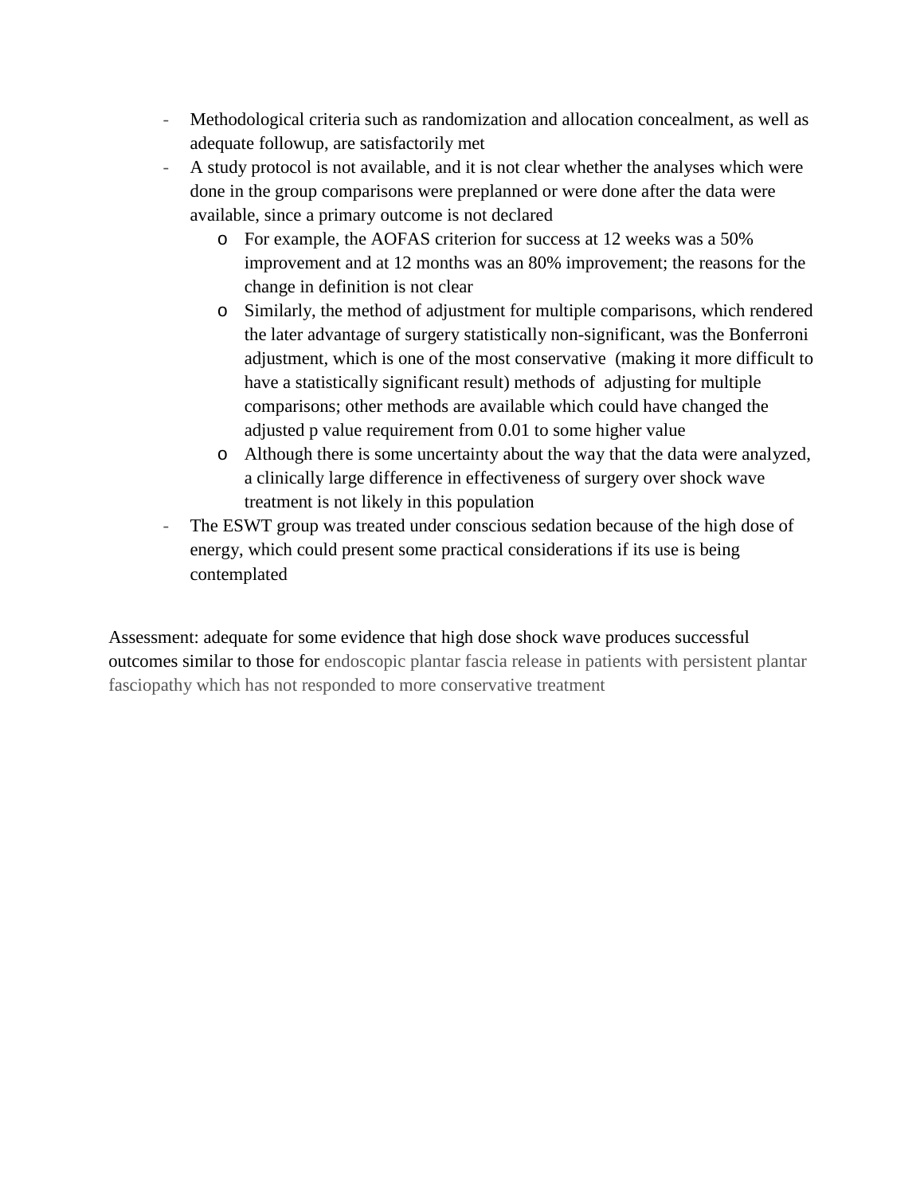- Methodological criteria such as randomization and allocation concealment, as well as adequate followup, are satisfactorily met
- A study protocol is not available, and it is not clear whether the analyses which were done in the group comparisons were preplanned or were done after the data were available, since a primary outcome is not declared
    - For example, the AOFAS criterion for success at 12 weeks was a 50% improvement and at 12 months was an 80% improvement; the reasons for the change in definition is not clear
    - Similarly, the method of adjustment for multiple comparisons, which rendered the later advantage of surgery statistically non-significant, was the Bonferroni adjustment, which is one of the most conservative (making it more difficult to have a statistically significant result) methods of adjusting for multiple comparisons; other methods are available which could have changed the adjusted p value requirement from 0.01 to some higher value
    - Although there is some uncertainty about the way that the data were analyzed, a clinically large difference in effectiveness of surgery over shock wave treatment is not likely in this population
- The ESWT group was treated under conscious sedation because of the high dose of energy, which could present some practical considerations if its use is being contemplated

Assessment: adequate for some evidence that high dose shock wave produces successful outcomes similar to those for endoscopic plantar fascia release in patients with persistent plantar fasciopathy which has not responded to more conservative treatment